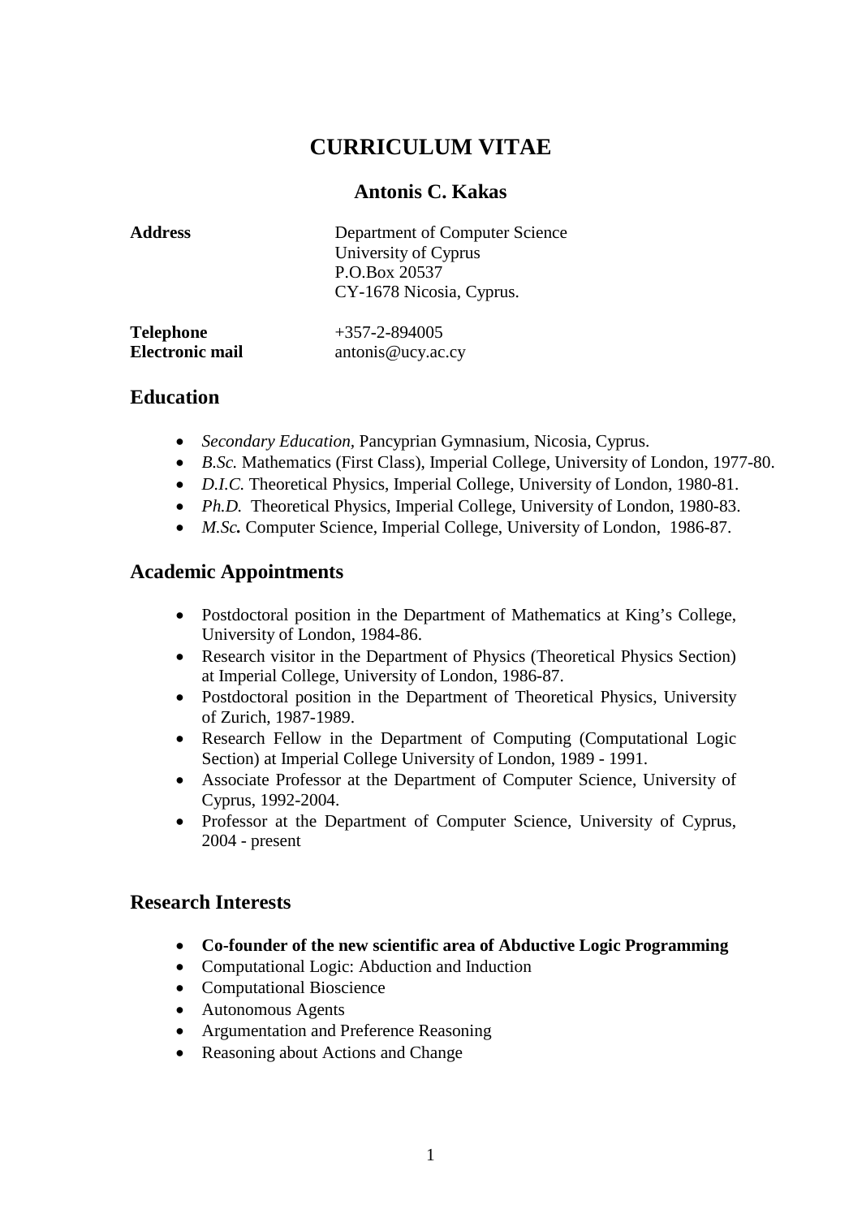# CURRICULUM VITAE

## Antonis C. Kakas

| | |
|---|---|
| **Address** | Department of Computer Science<br>University of Cyprus<br>P.O.Box 20537<br>CY-1678 Nicosia, Cyprus. |
| **Telephone** | +357-2-894005 |
| **Electronic mail** | antonis@ucy.ac.cy |

## Education

- *Secondary Education,* Pancyprian Gymnasium, Nicosia, Cyprus.
- *B.Sc.* Mathematics (First Class), Imperial College, University of London, 1977-80.
- *D.I.C.* Theoretical Physics, Imperial College, University of London, 1980-81.
- *Ph.D.* Theoretical Physics, Imperial College, University of London, 1980-83.
- ***M.Sc.*** Computer Science, Imperial College, University of London, 1986-87.

## Academic Appointments

- Postdoctoral position in the Department of Mathematics at King's College, University of London, 1984-86.
- Research visitor in the Department of Physics (Theoretical Physics Section) at Imperial College, University of London, 1986-87.
- Postdoctoral position in the Department of Theoretical Physics, University of Zurich, 1987-1989.
- Research Fellow in the Department of Computing (Computational Logic Section) at Imperial College University of London, 1989 - 1991.
- Associate Professor at the Department of Computer Science, University of Cyprus, 1992-2004.
- Professor at the Department of Computer Science, University of Cyprus, 2004 - present

## Research Interests

- **Co-founder of the new scientific area of Abductive Logic Programming**
- Computational Logic: Abduction and Induction
- Computational Bioscience
- Autonomous Agents
- Argumentation and Preference Reasoning
- Reasoning about Actions and Change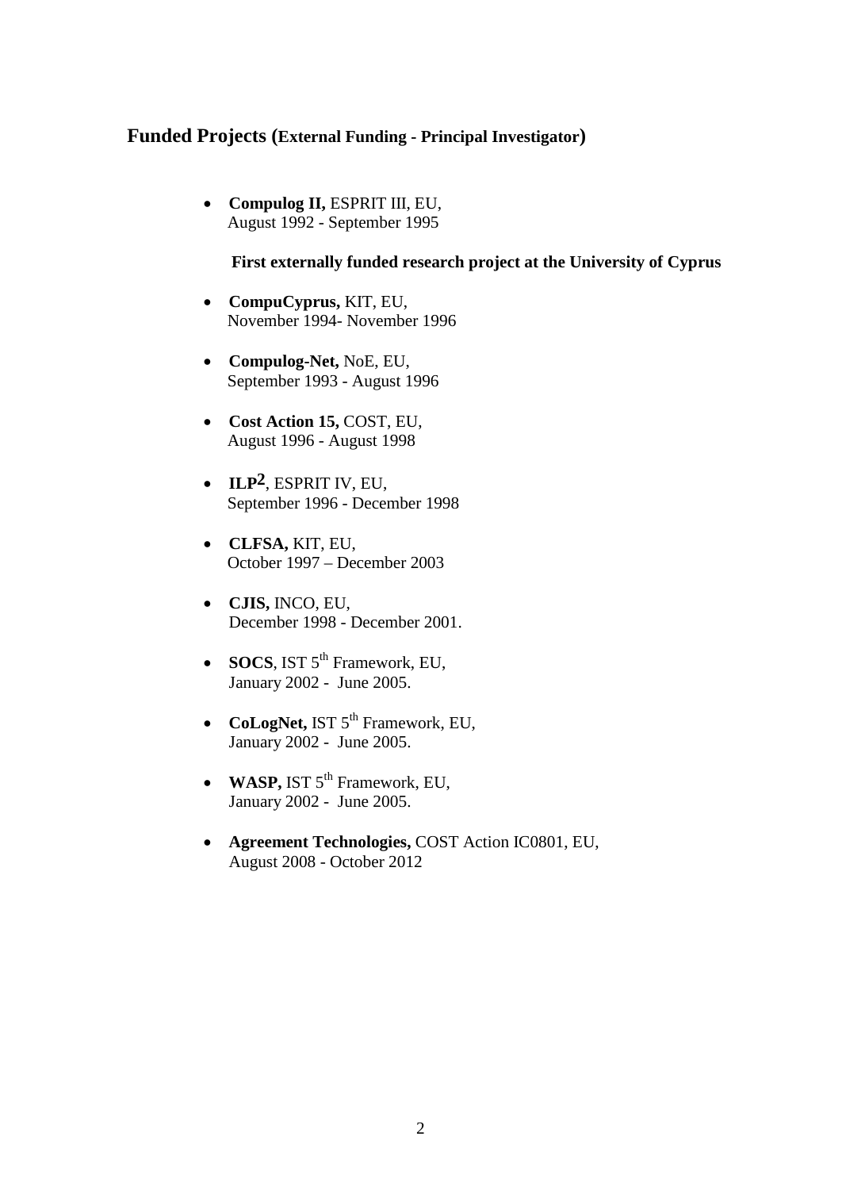## Funded Projects (External Funding - Principal Investigator)

- **Compulog II,** ESPRIT III, EU,
  August 1992 - September 1995

  **First externally funded research project at the University of Cyprus**

- **CompuCyprus,** KIT, EU,
  November 1994- November 1996

- **Compulog-Net,** NoE, EU,
  September 1993 - August 1996

- **Cost Action 15,** COST, EU,
  August 1996 - August 1998

- **ILP²**, ESPRIT IV, EU,
  September 1996 - December 1998

- **CLFSA,** KIT, EU,
  October 1997 – December 2003

- **CJIS,** INCO, EU,
  December 1998 - December 2001.

- **SOCS**, IST 5th Framework, EU,
  January 2002 - June 2005.

- **CoLogNet,** IST 5th Framework, EU,
  January 2002 - June 2005.

- **WASP,** IST 5th Framework, EU,
  January 2002 - June 2005.

- **Agreement Technologies,** COST Action IC0801, EU,
  August 2008 - October 2012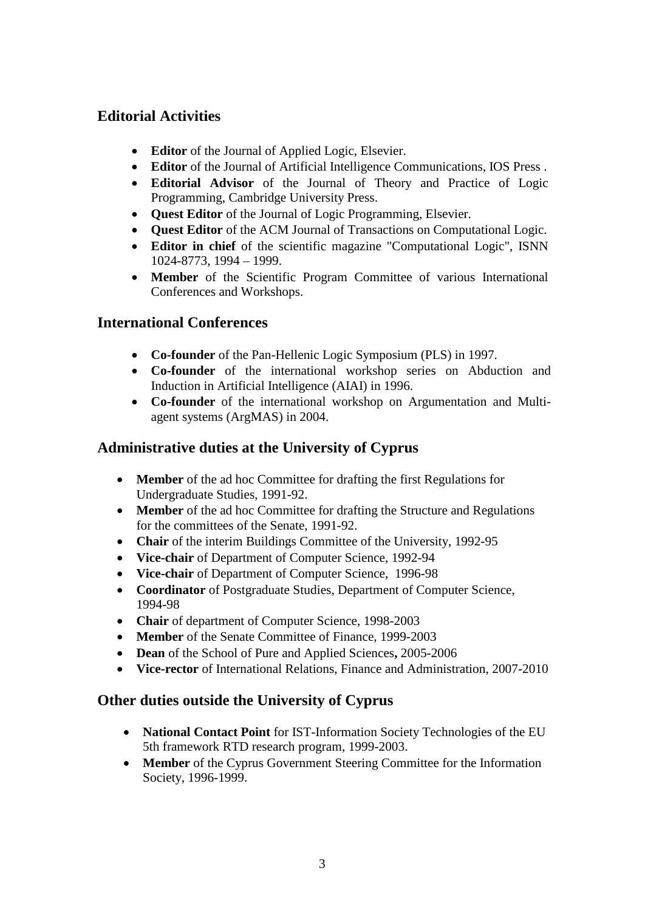## Editorial Activities

- **Editor** of the Journal of Applied Logic, Elsevier.
- **Editor** of the Journal of Artificial Intelligence Communications, IOS Press .
- **Editorial Advisor** of the Journal of Theory and Practice of Logic Programming, Cambridge University Press.
- **Quest Editor** of the Journal of Logic Programming, Elsevier.
- **Quest Editor** of the ACM Journal of Transactions on Computational Logic.
- **Editor in chief** of the scientific magazine "Computational Logic", ISNN 1024-8773, 1994 – 1999.
- **Member** of the Scientific Program Committee of various International Conferences and Workshops.

## International Conferences

- **Co-founder** of the Pan-Hellenic Logic Symposium (PLS) in 1997.
- **Co-founder** of the international workshop series on Abduction and Induction in Artificial Intelligence (AIAI) in 1996.
- **Co-founder** of the international workshop on Argumentation and Multi-agent systems (ArgMAS) in 2004.

## Administrative duties at the University of Cyprus

- **Member** of the ad hoc Committee for drafting the first Regulations for Undergraduate Studies, 1991-92.
- **Member** of the ad hoc Committee for drafting the Structure and Regulations for the committees of the Senate, 1991-92.
- **Chair** of the interim Buildings Committee of the University, 1992-95
- **Vice-chair** of Department of Computer Science, 1992-94
- **Vice-chair** of Department of Computer Science, 1996-98
- **Coordinator** of Postgraduate Studies, Department of Computer Science, 1994-98
- **Chair** of department of Computer Science, 1998-2003
- **Member** of the Senate Committee of Finance, 1999-2003
- **Dean** of the School of Pure and Applied Sciences**,** 2005-2006
- **Vice-rector** of International Relations, Finance and Administration, 2007-2010

## Other duties outside the University of Cyprus

- **National Contact Point** for IST-Information Society Technologies of the EU 5th framework RTD research program, 1999-2003.
- **Member** of the Cyprus Government Steering Committee for the Information Society, 1996-1999.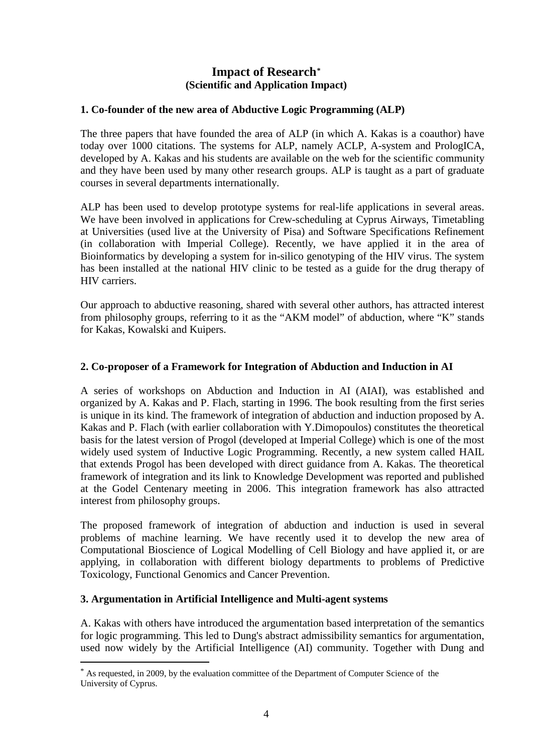# Impact of Research*
## (Scientific and Application Impact)

### 1. Co-founder of the new area of Abductive Logic Programming (ALP)

The three papers that have founded the area of ALP (in which A. Kakas is a coauthor) have today over 1000 citations. The systems for ALP, namely ACLP, A-system and PrologICA, developed by A. Kakas and his students are available on the web for the scientific community and they have been used by many other research groups. ALP is taught as a part of graduate courses in several departments internationally.

ALP has been used to develop prototype systems for real-life applications in several areas. We have been involved in applications for Crew-scheduling at Cyprus Airways, Timetabling at Universities (used live at the University of Pisa) and Software Specifications Refinement (in collaboration with Imperial College). Recently, we have applied it in the area of Bioinformatics by developing a system for in-silico genotyping of the HIV virus. The system has been installed at the national HIV clinic to be tested as a guide for the drug therapy of HIV carriers.

Our approach to abductive reasoning, shared with several other authors, has attracted interest from philosophy groups, referring to it as the "AKM model" of abduction, where "K" stands for Kakas, Kowalski and Kuipers.

### 2. Co-proposer of a Framework for Integration of Abduction and Induction in AI

A series of workshops on Abduction and Induction in AI (AIAI), was established and organized by A. Kakas and P. Flach, starting in 1996. The book resulting from the first series is unique in its kind. The framework of integration of abduction and induction proposed by A. Kakas and P. Flach (with earlier collaboration with Y.Dimopoulos) constitutes the theoretical basis for the latest version of Progol (developed at Imperial College) which is one of the most widely used system of Inductive Logic Programming. Recently, a new system called HAIL that extends Progol has been developed with direct guidance from A. Kakas. The theoretical framework of integration and its link to Knowledge Development was reported and published at the Godel Centenary meeting in 2006. This integration framework has also attracted interest from philosophy groups.

The proposed framework of integration of abduction and induction is used in several problems of machine learning. We have recently used it to develop the new area of Computational Bioscience of Logical Modelling of Cell Biology and have applied it, or are applying, in collaboration with different biology departments to problems of Predictive Toxicology, Functional Genomics and Cancer Prevention.

### 3. Argumentation in Artificial Intelligence and Multi-agent systems

A. Kakas with others have introduced the argumentation based interpretation of the semantics for logic programming. This led to Dung's abstract admissibility semantics for argumentation, used now widely by the Artificial Intelligence (AI) community. Together with Dung and

---

* As requested, in 2009, by the evaluation committee of the Department of Computer Science of the University of Cyprus.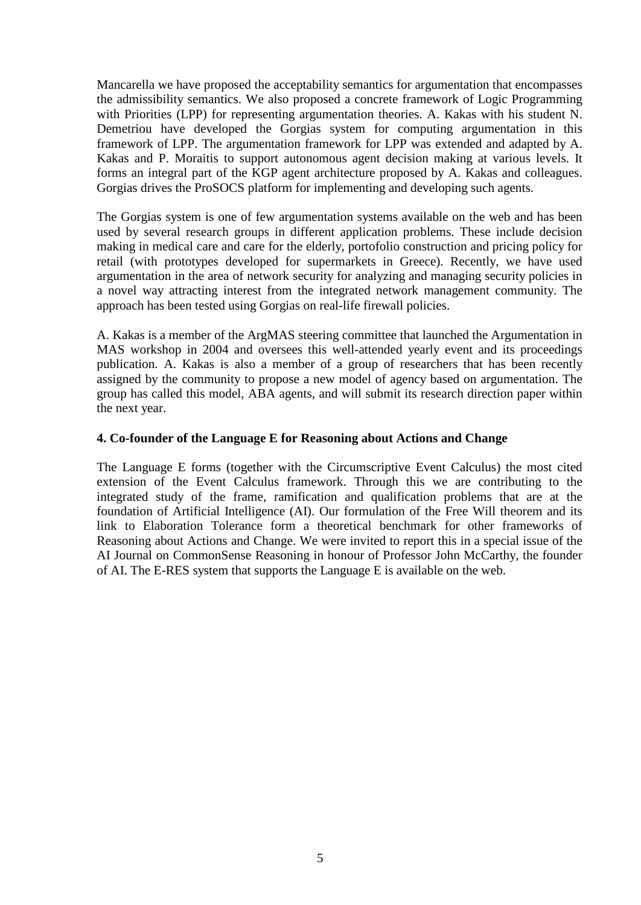Mancarella we have proposed the acceptability semantics for argumentation that encompasses the admissibility semantics. We also proposed a concrete framework of Logic Programming with Priorities (LPP) for representing argumentation theories. A. Kakas with his student N. Demetriou have developed the Gorgias system for computing argumentation in this framework of LPP. The argumentation framework for LPP was extended and adapted by A. Kakas and P. Moraitis to support autonomous agent decision making at various levels. It forms an integral part of the KGP agent architecture proposed by A. Kakas and colleagues. Gorgias drives the ProSOCS platform for implementing and developing such agents.

The Gorgias system is one of few argumentation systems available on the web and has been used by several research groups in different application problems. These include decision making in medical care and care for the elderly, portofolio construction and pricing policy for retail (with prototypes developed for supermarkets in Greece). Recently, we have used argumentation in the area of network security for analyzing and managing security policies in a novel way attracting interest from the integrated network management community. The approach has been tested using Gorgias on real-life firewall policies.

A. Kakas is a member of the ArgMAS steering committee that launched the Argumentation in MAS workshop in 2004 and oversees this well-attended yearly event and its proceedings publication. A. Kakas is also a member of a group of researchers that has been recently assigned by the community to propose a new model of agency based on argumentation. The group has called this model, ABA agents, and will submit its research direction paper within the next year.

**4. Co-founder of the Language E for Reasoning about Actions and Change**

The Language E forms (together with the Circumscriptive Event Calculus) the most cited extension of the Event Calculus framework. Through this we are contributing to the integrated study of the frame, ramification and qualification problems that are at the foundation of Artificial Intelligence (AI). Our formulation of the Free Will theorem and its link to Elaboration Tolerance form a theoretical benchmark for other frameworks of Reasoning about Actions and Change. We were invited to report this in a special issue of the AI Journal on CommonSense Reasoning in honour of Professor John McCarthy, the founder of AI. The E-RES system that supports the Language E is available on the web.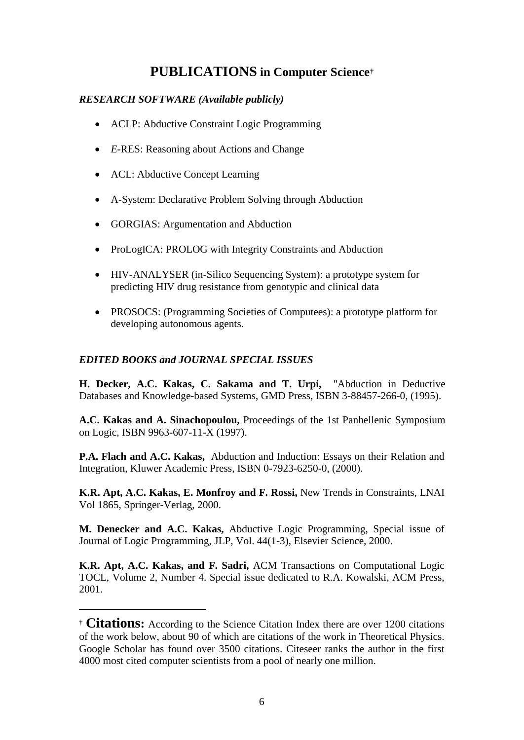# PUBLICATIONS in Computer Science[†]

## *RESEARCH SOFTWARE (Available publicly)*

- ACLP: Abductive Constraint Logic Programming
- *E*-RES: Reasoning about Actions and Change
- ACL: Abductive Concept Learning
- A-System: Declarative Problem Solving through Abduction
- GORGIAS: Argumentation and Abduction
- ProLogICA: PROLOG with Integrity Constraints and Abduction
- HIV-ANALYSER (in-Silico Sequencing System): a prototype system for predicting HIV drug resistance from genotypic and clinical data
- PROSOCS: (Programming Societies of Computees): a prototype platform for developing autonomous agents.

## *EDITED BOOKS and JOURNAL SPECIAL ISSUES*

**H. Decker, A.C. Kakas, C. Sakama and T. Urpi,** "Abduction in Deductive Databases and Knowledge-based Systems, GMD Press, ISBN 3-88457-266-0, (1995).

**A.C. Kakas and A. Sinachopoulou,** Proceedings of the 1st Panhellenic Symposium on Logic, ISBN 9963-607-11-X (1997).

**P.A. Flach and A.C. Kakas,** Abduction and Induction: Essays on their Relation and Integration, Kluwer Academic Press, ISBN 0-7923-6250-0, (2000).

**K.R. Apt, A.C. Kakas, E. Monfroy and F. Rossi,** New Trends in Constraints, LNAI Vol 1865, Springer-Verlag, 2000.

**M. Denecker and A.C. Kakas,** Abductive Logic Programming, Special issue of Journal of Logic Programming, JLP, Vol. 44(1-3), Elsevier Science, 2000.

**K.R. Apt, A.C. Kakas, and F. Sadri,** ACM Transactions on Computational Logic TOCL, Volume 2, Number 4. Special issue dedicated to R.A. Kowalski, ACM Press, 2001.

---

[†] **Citations:** According to the Science Citation Index there are over 1200 citations of the work below, about 90 of which are citations of the work in Theoretical Physics. Google Scholar has found over 3500 citations. Citeseer ranks the author in the first 4000 most cited computer scientists from a pool of nearly one million.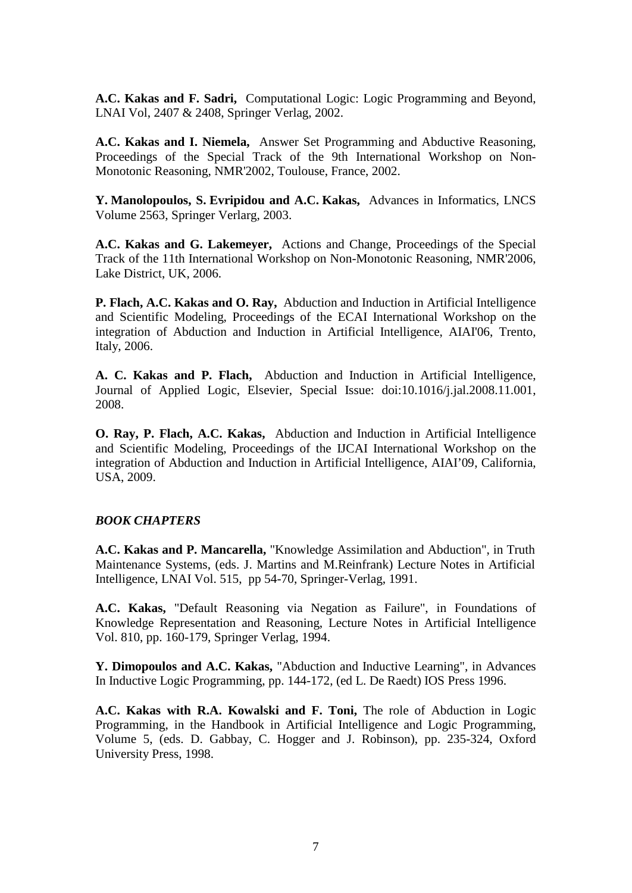**A.C. Kakas and F. Sadri,** Computational Logic: Logic Programming and Beyond, LNAI Vol, 2407 & 2408, Springer Verlag, 2002.

**A.C. Kakas and I. Niemela,** Answer Set Programming and Abductive Reasoning, Proceedings of the Special Track of the 9th International Workshop on Non-Monotonic Reasoning, NMR'2002, Toulouse, France, 2002.

**Y. Manolopoulos, S. Evripidou and A.C. Kakas,** Advances in Informatics, LNCS Volume 2563, Springer Verlarg, 2003.

**A.C. Kakas and G. Lakemeyer,** Actions and Change, Proceedings of the Special Track of the 11th International Workshop on Non-Monotonic Reasoning, NMR'2006, Lake District, UK, 2006.

**P. Flach, A.C. Kakas and O. Ray,** Abduction and Induction in Artificial Intelligence and Scientific Modeling, Proceedings of the ECAI International Workshop on the integration of Abduction and Induction in Artificial Intelligence, AIAI'06, Trento, Italy, 2006.

**A. C. Kakas and P. Flach,** Abduction and Induction in Artificial Intelligence, Journal of Applied Logic, Elsevier, Special Issue: doi:10.1016/j.jal.2008.11.001, 2008.

**O. Ray, P. Flach, A.C. Kakas,** Abduction and Induction in Artificial Intelligence and Scientific Modeling, Proceedings of the IJCAI International Workshop on the integration of Abduction and Induction in Artificial Intelligence, AIAI'09, California, USA, 2009.

***BOOK CHAPTERS***

**A.C. Kakas and P. Mancarella,** "Knowledge Assimilation and Abduction", in Truth Maintenance Systems, (eds. J. Martins and M.Reinfrank) Lecture Notes in Artificial Intelligence, LNAI Vol. 515, pp 54-70, Springer-Verlag, 1991.

**A.C. Kakas,** "Default Reasoning via Negation as Failure", in Foundations of Knowledge Representation and Reasoning, Lecture Notes in Artificial Intelligence Vol. 810, pp. 160-179, Springer Verlag, 1994.

**Y. Dimopoulos and A.C. Kakas,** "Abduction and Inductive Learning", in Advances In Inductive Logic Programming, pp. 144-172, (ed L. De Raedt) IOS Press 1996.

**A.C. Kakas with R.A. Kowalski and F. Toni,** The role of Abduction in Logic Programming, in the Handbook in Artificial Intelligence and Logic Programming, Volume 5, (eds. D. Gabbay, C. Hogger and J. Robinson), pp. 235-324, Oxford University Press, 1998.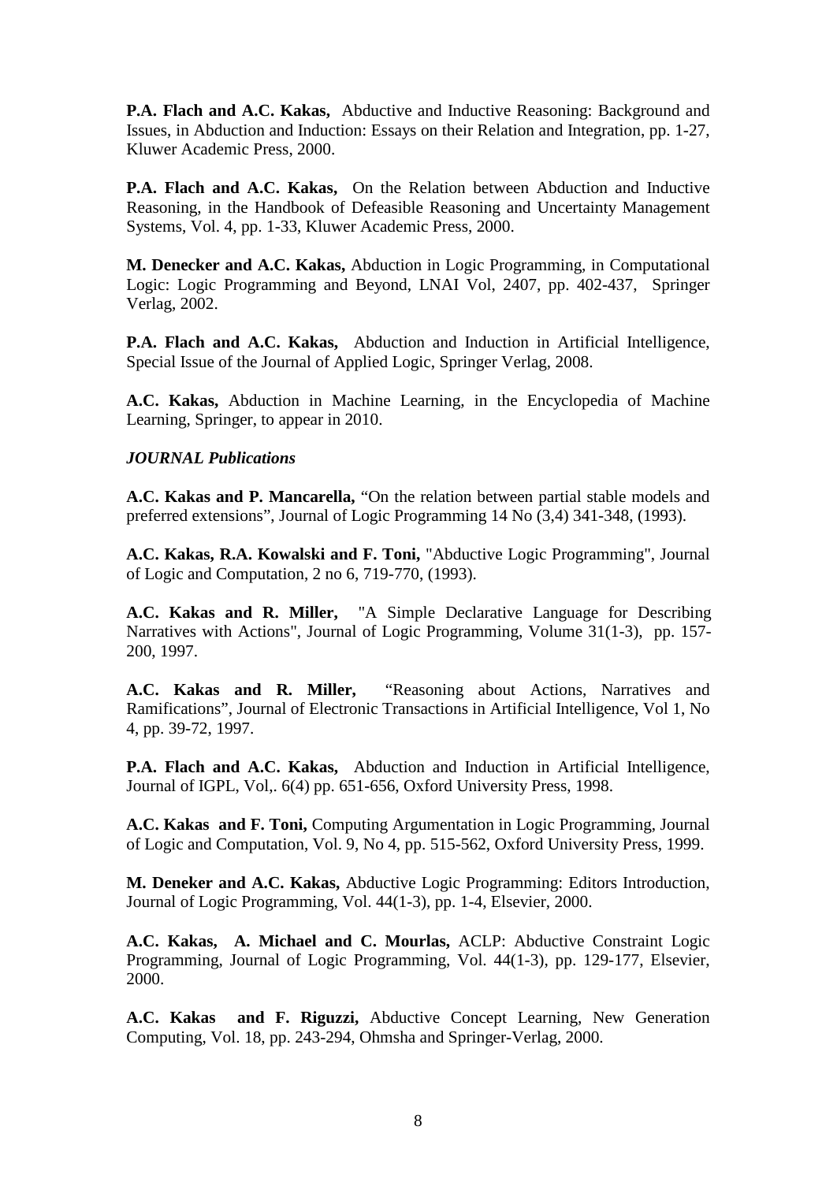**P.A. Flach and A.C. Kakas,** Abductive and Inductive Reasoning: Background and Issues, in Abduction and Induction: Essays on their Relation and Integration, pp. 1-27, Kluwer Academic Press, 2000.

**P.A. Flach and A.C. Kakas,** On the Relation between Abduction and Inductive Reasoning, in the Handbook of Defeasible Reasoning and Uncertainty Management Systems, Vol. 4, pp. 1-33, Kluwer Academic Press, 2000.

**M. Denecker and A.C. Kakas,** Abduction in Logic Programming, in Computational Logic: Logic Programming and Beyond, LNAI Vol, 2407, pp. 402-437, Springer Verlag, 2002.

**P.A. Flach and A.C. Kakas,** Abduction and Induction in Artificial Intelligence, Special Issue of the Journal of Applied Logic, Springer Verlag, 2008.

**A.C. Kakas,** Abduction in Machine Learning, in the Encyclopedia of Machine Learning, Springer, to appear in 2010.

***JOURNAL Publications***

**A.C. Kakas and P. Mancarella,** "On the relation between partial stable models and preferred extensions", Journal of Logic Programming 14 No (3,4) 341-348, (1993).

**A.C. Kakas, R.A. Kowalski and F. Toni,** "Abductive Logic Programming", Journal of Logic and Computation, 2 no 6, 719-770, (1993).

**A.C. Kakas and R. Miller,** "A Simple Declarative Language for Describing Narratives with Actions", Journal of Logic Programming, Volume 31(1-3), pp. 157-200, 1997.

**A.C. Kakas and R. Miller,** "Reasoning about Actions, Narratives and Ramifications", Journal of Electronic Transactions in Artificial Intelligence, Vol 1, No 4, pp. 39-72, 1997.

**P.A. Flach and A.C. Kakas,** Abduction and Induction in Artificial Intelligence, Journal of IGPL, Vol,. 6(4) pp. 651-656, Oxford University Press, 1998.

**A.C. Kakas and F. Toni,** Computing Argumentation in Logic Programming, Journal of Logic and Computation, Vol. 9, No 4, pp. 515-562, Oxford University Press, 1999.

**M. Deneker and A.C. Kakas,** Abductive Logic Programming: Editors Introduction, Journal of Logic Programming, Vol. 44(1-3), pp. 1-4, Elsevier, 2000.

**A.C. Kakas, A. Michael and C. Mourlas,** ACLP: Abductive Constraint Logic Programming, Journal of Logic Programming, Vol. 44(1-3), pp. 129-177, Elsevier, 2000.

**A.C. Kakas and F. Riguzzi,** Abductive Concept Learning, New Generation Computing, Vol. 18, pp. 243-294, Ohmsha and Springer-Verlag, 2000.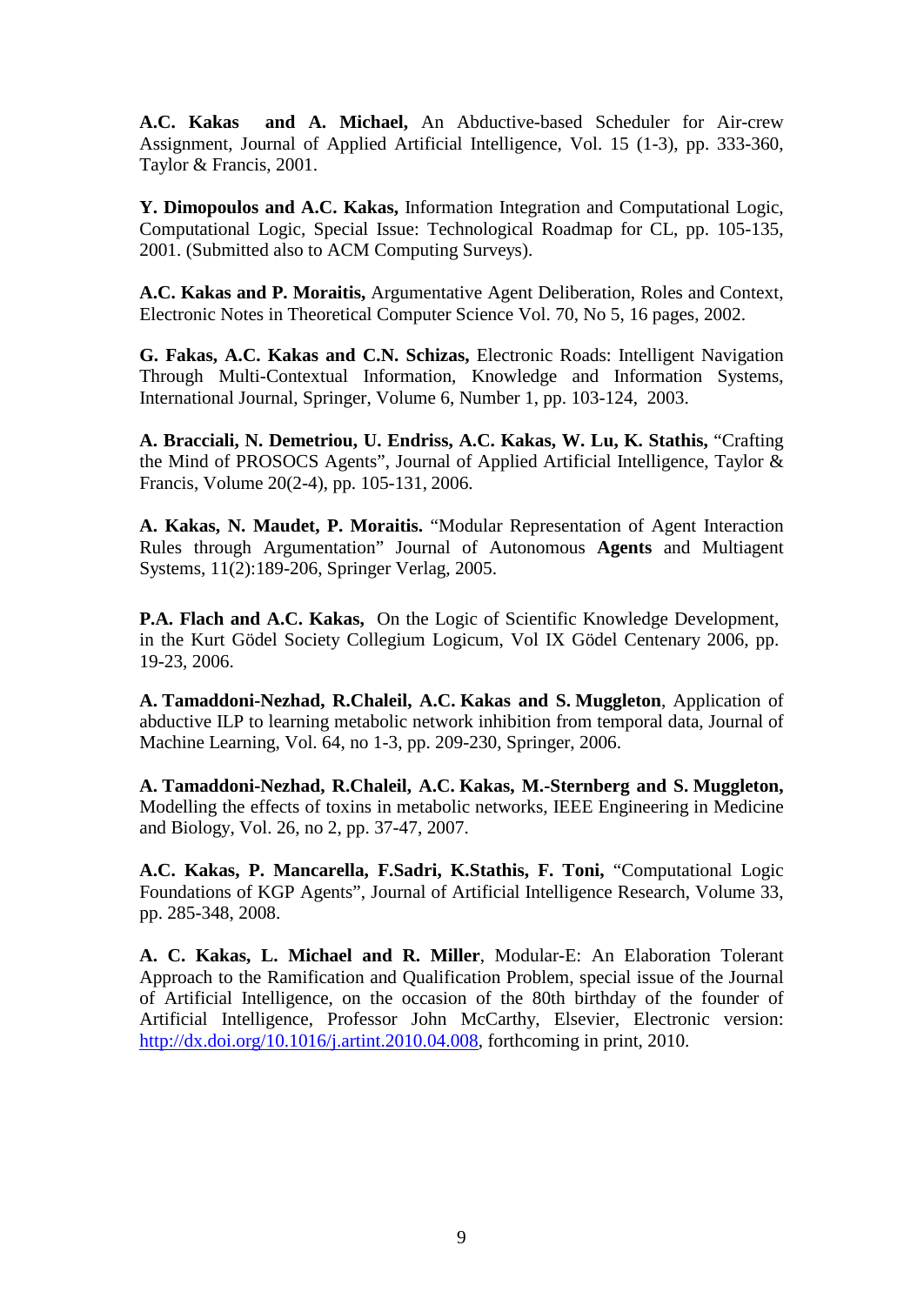**A.C. Kakas and A. Michael,** An Abductive-based Scheduler for Air-crew Assignment, Journal of Applied Artificial Intelligence, Vol. 15 (1-3), pp. 333-360, Taylor & Francis, 2001.

**Y. Dimopoulos and A.C. Kakas,** Information Integration and Computational Logic, Computational Logic, Special Issue: Technological Roadmap for CL, pp. 105-135, 2001. (Submitted also to ACM Computing Surveys).

**A.C. Kakas and P. Moraitis,** Argumentative Agent Deliberation, Roles and Context, Electronic Notes in Theoretical Computer Science Vol. 70, No 5, 16 pages, 2002.

**G. Fakas, A.C. Kakas and C.N. Schizas,** Electronic Roads: Intelligent Navigation Through Multi-Contextual Information, Knowledge and Information Systems, International Journal, Springer, Volume 6, Number 1, pp. 103-124, 2003.

**A. Bracciali, N. Demetriou, U. Endriss, A.C. Kakas, W. Lu, K. Stathis,** "Crafting the Mind of PROSOCS Agents", Journal of Applied Artificial Intelligence, Taylor & Francis, Volume 20(2-4), pp. 105-131, 2006.

**A. Kakas, N. Maudet, P. Moraitis.** "Modular Representation of Agent Interaction Rules through Argumentation" Journal of Autonomous **Agents** and Multiagent Systems, 11(2):189-206, Springer Verlag, 2005.

**P.A. Flach and A.C. Kakas,** On the Logic of Scientific Knowledge Development, in the Kurt Gödel Society Collegium Logicum, Vol IX Gödel Centenary 2006, pp. 19-23, 2006.

**A. Tamaddoni-Nezhad, R.Chaleil, A.C. Kakas and S. Muggleton**, Application of abductive ILP to learning metabolic network inhibition from temporal data, Journal of Machine Learning, Vol. 64, no 1-3, pp. 209-230, Springer, 2006.

**A. Tamaddoni-Nezhad, R.Chaleil, A.C. Kakas, M.-Sternberg and S. Muggleton,** Modelling the effects of toxins in metabolic networks, IEEE Engineering in Medicine and Biology, Vol. 26, no 2, pp. 37-47, 2007.

**A.C. Kakas, P. Mancarella, F.Sadri, K.Stathis, F. Toni,** "Computational Logic Foundations of KGP Agents", Journal of Artificial Intelligence Research, Volume 33, pp. 285-348, 2008.

**A. C. Kakas, L. Michael and R. Miller**, Modular-E: An Elaboration Tolerant Approach to the Ramification and Qualification Problem, special issue of the Journal of Artificial Intelligence, on the occasion of the 80th birthday of the founder of Artificial Intelligence, Professor John McCarthy, Elsevier, Electronic version: http://dx.doi.org/10.1016/j.artint.2010.04.008, forthcoming in print, 2010.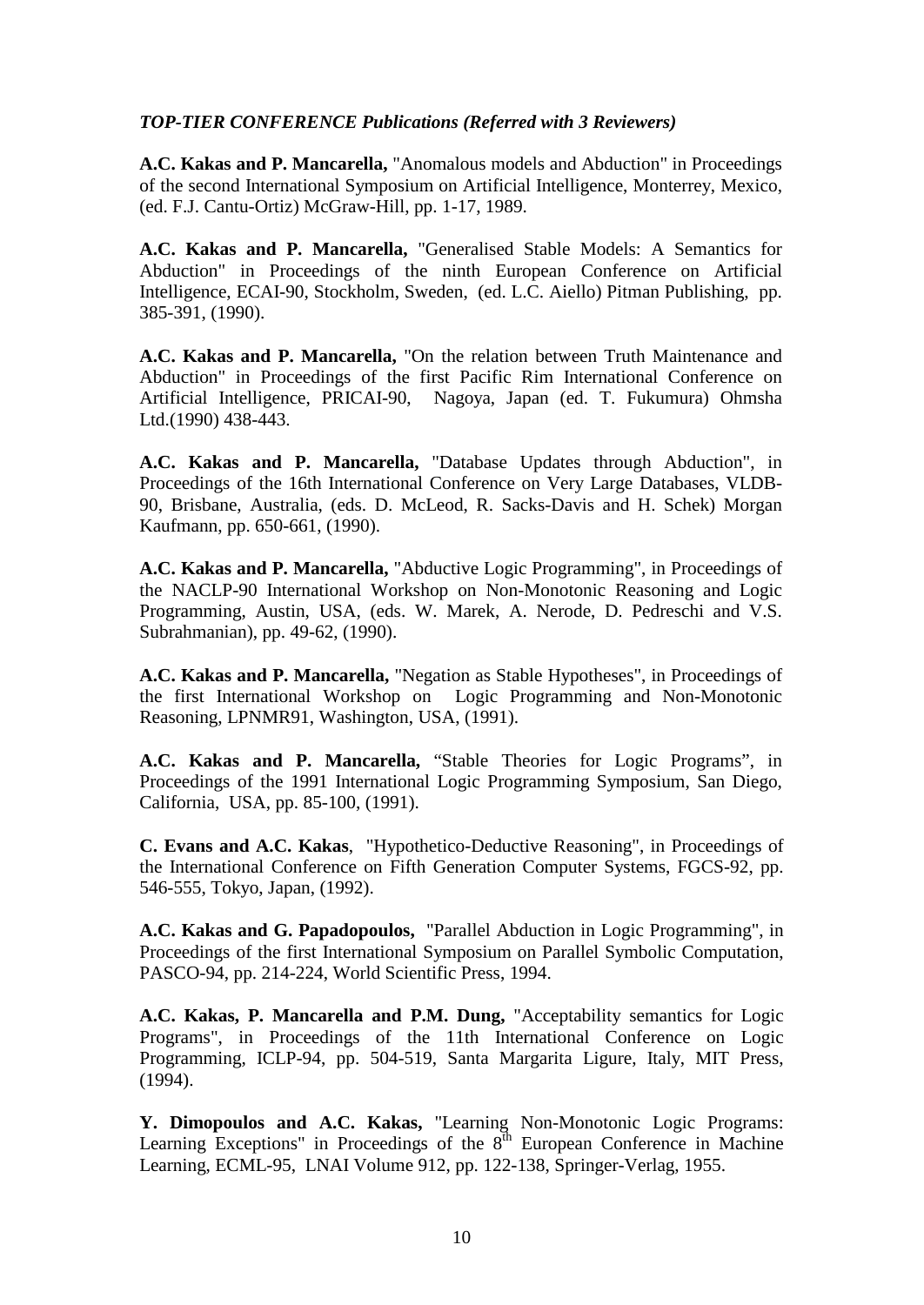***TOP-TIER CONFERENCE Publications (Referred with 3 Reviewers)***

**A.C. Kakas and P. Mancarella,** "Anomalous models and Abduction" in Proceedings of the second International Symposium on Artificial Intelligence, Monterrey, Mexico, (ed. F.J. Cantu-Ortiz) McGraw-Hill, pp. 1-17, 1989.

**A.C. Kakas and P. Mancarella,** "Generalised Stable Models: A Semantics for Abduction" in Proceedings of the ninth European Conference on Artificial Intelligence, ECAI-90, Stockholm, Sweden, (ed. L.C. Aiello) Pitman Publishing, pp. 385-391, (1990).

**A.C. Kakas and P. Mancarella,** "On the relation between Truth Maintenance and Abduction" in Proceedings of the first Pacific Rim International Conference on Artificial Intelligence, PRICAI-90, Nagoya, Japan (ed. T. Fukumura) Ohmsha Ltd.(1990) 438-443.

**A.C. Kakas and P. Mancarella,** "Database Updates through Abduction", in Proceedings of the 16th International Conference on Very Large Databases, VLDB-90, Brisbane, Australia, (eds. D. McLeod, R. Sacks-Davis and H. Schek) Morgan Kaufmann, pp. 650-661, (1990).

**A.C. Kakas and P. Mancarella,** "Abductive Logic Programming", in Proceedings of the NACLP-90 International Workshop on Non-Monotonic Reasoning and Logic Programming, Austin, USA, (eds. W. Marek, A. Nerode, D. Pedreschi and V.S. Subrahmanian), pp. 49-62, (1990).

**A.C. Kakas and P. Mancarella,** "Negation as Stable Hypotheses", in Proceedings of the first International Workshop on Logic Programming and Non-Monotonic Reasoning, LPNMR91, Washington, USA, (1991).

**A.C. Kakas and P. Mancarella,** "Stable Theories for Logic Programs", in Proceedings of the 1991 International Logic Programming Symposium, San Diego, California, USA, pp. 85-100, (1991).

**C. Evans and A.C. Kakas**, "Hypothetico-Deductive Reasoning", in Proceedings of the International Conference on Fifth Generation Computer Systems, FGCS-92, pp. 546-555, Tokyo, Japan, (1992).

**A.C. Kakas and G. Papadopoulos,** "Parallel Abduction in Logic Programming", in Proceedings of the first International Symposium on Parallel Symbolic Computation, PASCO-94, pp. 214-224, World Scientific Press, 1994.

**A.C. Kakas, P. Mancarella and P.M. Dung,** "Acceptability semantics for Logic Programs", in Proceedings of the 11th International Conference on Logic Programming, ICLP-94, pp. 504-519, Santa Margarita Ligure, Italy, MIT Press, (1994).

**Y. Dimopoulos and A.C. Kakas,** "Learning Non-Monotonic Logic Programs: Learning Exceptions" in Proceedings of the 8th European Conference in Machine Learning, ECML-95, LNAI Volume 912, pp. 122-138, Springer-Verlag, 1955.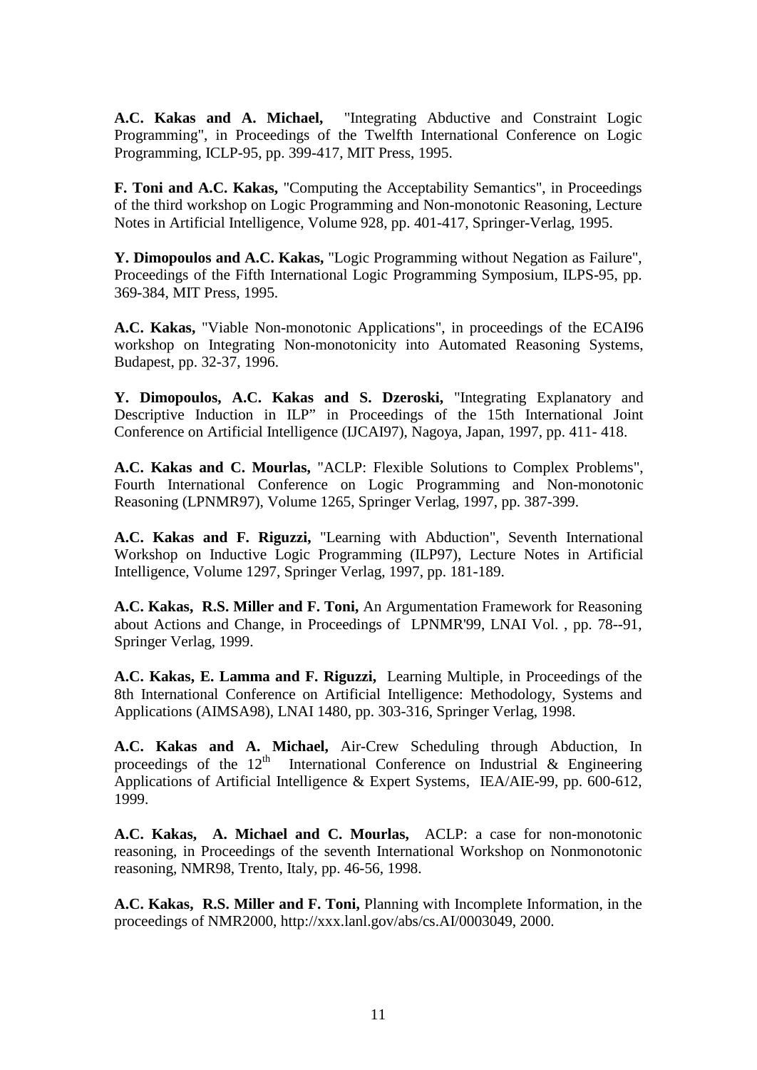**A.C. Kakas and A. Michael,** "Integrating Abductive and Constraint Logic Programming", in Proceedings of the Twelfth International Conference on Logic Programming, ICLP-95, pp. 399-417, MIT Press, 1995.

**F. Toni and A.C. Kakas,** "Computing the Acceptability Semantics", in Proceedings of the third workshop on Logic Programming and Non-monotonic Reasoning, Lecture Notes in Artificial Intelligence, Volume 928, pp. 401-417, Springer-Verlag, 1995.

**Y. Dimopoulos and A.C. Kakas,** "Logic Programming without Negation as Failure", Proceedings of the Fifth International Logic Programming Symposium, ILPS-95, pp. 369-384, MIT Press, 1995.

**A.C. Kakas,** "Viable Non-monotonic Applications", in proceedings of the ECAI96 workshop on Integrating Non-monotonicity into Automated Reasoning Systems, Budapest, pp. 32-37, 1996.

**Y. Dimopoulos, A.C. Kakas and S. Dzeroski,** "Integrating Explanatory and Descriptive Induction in ILP" in Proceedings of the 15th International Joint Conference on Artificial Intelligence (IJCAI97), Nagoya, Japan, 1997, pp. 411- 418.

**A.C. Kakas and C. Mourlas,** "ACLP: Flexible Solutions to Complex Problems", Fourth International Conference on Logic Programming and Non-monotonic Reasoning (LPNMR97), Volume 1265, Springer Verlag, 1997, pp. 387-399.

**A.C. Kakas and F. Riguzzi,** "Learning with Abduction", Seventh International Workshop on Inductive Logic Programming (ILP97), Lecture Notes in Artificial Intelligence, Volume 1297, Springer Verlag, 1997, pp. 181-189.

**A.C. Kakas, R.S. Miller and F. Toni,** An Argumentation Framework for Reasoning about Actions and Change, in Proceedings of LPNMR'99, LNAI Vol. , pp. 78--91, Springer Verlag, 1999.

**A.C. Kakas, E. Lamma and F. Riguzzi,** Learning Multiple, in Proceedings of the 8th International Conference on Artificial Intelligence: Methodology, Systems and Applications (AIMSA98), LNAI 1480, pp. 303-316, Springer Verlag, 1998.

**A.C. Kakas and A. Michael,** Air-Crew Scheduling through Abduction, In proceedings of the 12th International Conference on Industrial & Engineering Applications of Artificial Intelligence & Expert Systems, IEA/AIE-99, pp. 600-612, 1999.

**A.C. Kakas, A. Michael and C. Mourlas,** ACLP: a case for non-monotonic reasoning, in Proceedings of the seventh International Workshop on Nonmonotonic reasoning, NMR98, Trento, Italy, pp. 46-56, 1998.

**A.C. Kakas, R.S. Miller and F. Toni,** Planning with Incomplete Information, in the proceedings of NMR2000, http://xxx.lanl.gov/abs/cs.AI/0003049, 2000.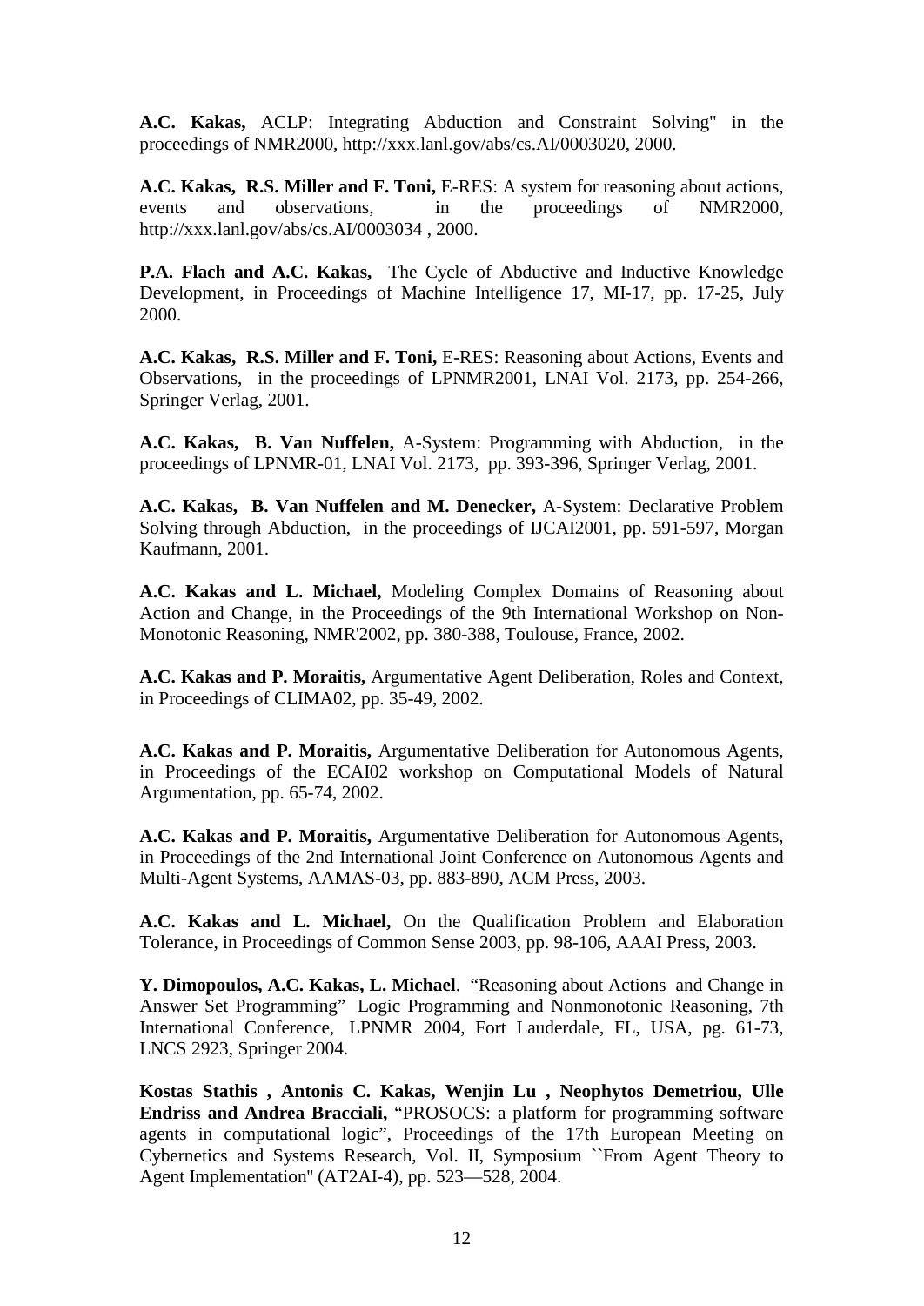**A.C. Kakas,** ACLP: Integrating Abduction and Constraint Solving" in the proceedings of NMR2000, http://xxx.lanl.gov/abs/cs.AI/0003020, 2000.

**A.C. Kakas, R.S. Miller and F. Toni,** E-RES: A system for reasoning about actions, events and observations, in the proceedings of NMR2000, http://xxx.lanl.gov/abs/cs.AI/0003034 , 2000.

**P.A. Flach and A.C. Kakas,** The Cycle of Abductive and Inductive Knowledge Development, in Proceedings of Machine Intelligence 17, MI-17, pp. 17-25, July 2000.

**A.C. Kakas, R.S. Miller and F. Toni,** E-RES: Reasoning about Actions, Events and Observations, in the proceedings of LPNMR2001, LNAI Vol. 2173, pp. 254-266, Springer Verlag, 2001.

**A.C. Kakas, B. Van Nuffelen,** A-System: Programming with Abduction, in the proceedings of LPNMR-01, LNAI Vol. 2173, pp. 393-396, Springer Verlag, 2001.

**A.C. Kakas, B. Van Nuffelen and M. Denecker,** A-System: Declarative Problem Solving through Abduction, in the proceedings of IJCAI2001, pp. 591-597, Morgan Kaufmann, 2001.

**A.C. Kakas and L. Michael,** Modeling Complex Domains of Reasoning about Action and Change, in the Proceedings of the 9th International Workshop on Non-Monotonic Reasoning, NMR'2002, pp. 380-388, Toulouse, France, 2002.

**A.C. Kakas and P. Moraitis,** Argumentative Agent Deliberation, Roles and Context, in Proceedings of CLIMA02, pp. 35-49, 2002.

**A.C. Kakas and P. Moraitis,** Argumentative Deliberation for Autonomous Agents, in Proceedings of the ECAI02 workshop on Computational Models of Natural Argumentation, pp. 65-74, 2002.

**A.C. Kakas and P. Moraitis,** Argumentative Deliberation for Autonomous Agents, in Proceedings of the 2nd International Joint Conference on Autonomous Agents and Multi-Agent Systems, AAMAS-03, pp. 883-890, ACM Press, 2003.

**A.C. Kakas and L. Michael,** On the Qualification Problem and Elaboration Tolerance, in Proceedings of Common Sense 2003, pp. 98-106, AAAI Press, 2003.

**Y. Dimopoulos, A.C. Kakas, L. Michael**. "Reasoning about Actions and Change in Answer Set Programming" Logic Programming and Nonmonotonic Reasoning, 7th International Conference, LPNMR 2004, Fort Lauderdale, FL, USA, pg. 61-73, LNCS 2923, Springer 2004.

**Kostas Stathis , Antonis C. Kakas, Wenjin Lu , Neophytos Demetriou, Ulle Endriss and Andrea Bracciali,** "PROSOCS: a platform for programming software agents in computational logic", Proceedings of the 17th European Meeting on Cybernetics and Systems Research, Vol. II, Symposium ``From Agent Theory to Agent Implementation'' (AT2AI-4), pp. 523—528, 2004.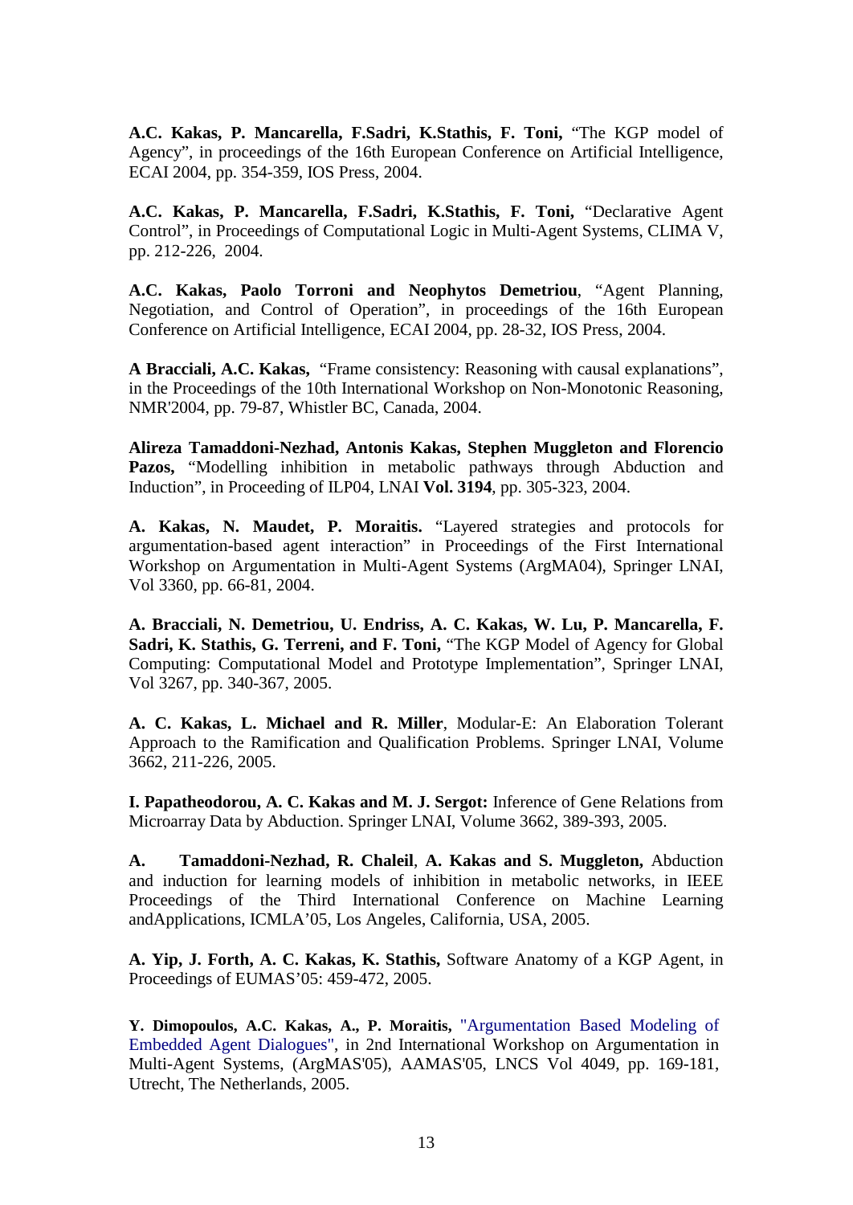**A.C. Kakas, P. Mancarella, F.Sadri, K.Stathis, F. Toni,** “The KGP model of Agency”, in proceedings of the 16th European Conference on Artificial Intelligence, ECAI 2004, pp. 354-359, IOS Press, 2004.

**A.C. Kakas, P. Mancarella, F.Sadri, K.Stathis, F. Toni,** “Declarative Agent Control”, in Proceedings of Computational Logic in Multi-Agent Systems, CLIMA V, pp. 212-226, 2004.

**A.C. Kakas, Paolo Torroni and Neophytos Demetriou**, “Agent Planning, Negotiation, and Control of Operation”, in proceedings of the 16th European Conference on Artificial Intelligence, ECAI 2004, pp. 28-32, IOS Press, 2004.

**A Bracciali, A.C. Kakas,** “Frame consistency: Reasoning with causal explanations”, in the Proceedings of the 10th International Workshop on Non-Monotonic Reasoning, NMR'2004, pp. 79-87, Whistler BC, Canada, 2004.

**Alireza Tamaddoni-Nezhad, Antonis Kakas, Stephen Muggleton and Florencio Pazos,** “Modelling inhibition in metabolic pathways through Abduction and Induction”, in Proceeding of ILP04, LNAI **Vol. 3194**, pp. 305-323, 2004.

**A. Kakas, N. Maudet, P. Moraitis.** “Layered strategies and protocols for argumentation-based agent interaction” in Proceedings of the First International Workshop on Argumentation in Multi-Agent Systems (ArgMA04), Springer LNAI, Vol 3360, pp. 66-81, 2004.

**A. Bracciali, N. Demetriou, U. Endriss, A. C. Kakas, W. Lu, P. Mancarella, F. Sadri, K. Stathis, G. Terreni, and F. Toni,** “The KGP Model of Agency for Global Computing: Computational Model and Prototype Implementation”, Springer LNAI, Vol 3267, pp. 340-367, 2005.

**A. C. Kakas, L. Michael and R. Miller**, Modular-E: An Elaboration Tolerant Approach to the Ramification and Qualification Problems. Springer LNAI, Volume 3662, 211-226, 2005.

**I. Papatheodorou, A. C. Kakas and M. J. Sergot:** Inference of Gene Relations from Microarray Data by Abduction. Springer LNAI, Volume 3662, 389-393, 2005.

**A. Tamaddoni-Nezhad, R. Chaleil**, **A. Kakas and S. Muggleton,** Abduction and induction for learning models of inhibition in metabolic networks, in IEEE Proceedings of the Third International Conference on Machine Learning andApplications, ICMLA’05, Los Angeles, California, USA, 2005.

**A. Yip, J. Forth, A. C. Kakas, K. Stathis,** Software Anatomy of a KGP Agent, in Proceedings of EUMAS’05: 459-472, 2005.

**Y. Dimopoulos, A.C. Kakas, A., P. Moraitis,** "Argumentation Based Modeling of Embedded Agent Dialogues", in 2nd International Workshop on Argumentation in Multi-Agent Systems, (ArgMAS'05), AAMAS'05, LNCS Vol 4049, pp. 169-181, Utrecht, The Netherlands, 2005.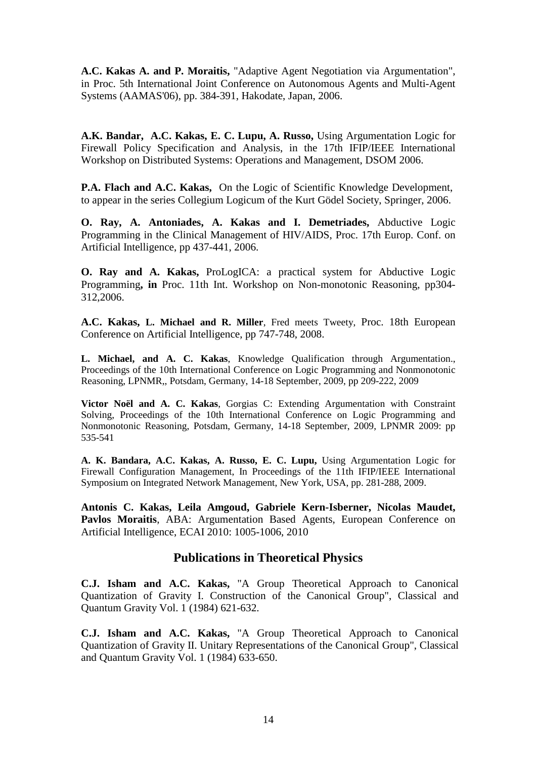**A.C. Kakas A. and P. Moraitis,** "Adaptive Agent Negotiation via Argumentation", in Proc. 5th International Joint Conference on Autonomous Agents and Multi-Agent Systems (AAMAS'06), pp. 384-391, Hakodate, Japan, 2006.

**A.K. Bandar, A.C. Kakas, E. C. Lupu, A. Russo,** Using Argumentation Logic for Firewall Policy Specification and Analysis, in the 17th IFIP/IEEE International Workshop on Distributed Systems: Operations and Management, DSOM 2006.

**P.A. Flach and A.C. Kakas,** On the Logic of Scientific Knowledge Development, to appear in the series Collegium Logicum of the Kurt Gödel Society, Springer, 2006.

**O. Ray, A. Antoniades, A. Kakas and I. Demetriades,** Abductive Logic Programming in the Clinical Management of HIV/AIDS, Proc. 17th Europ. Conf. on Artificial Intelligence, pp 437-441, 2006.

**O. Ray and A. Kakas,** ProLogICA: a practical system for Abductive Logic Programming**, in** Proc. 11th Int. Workshop on Non-monotonic Reasoning, pp304-312,2006.

**A.C. Kakas, L. Michael and R. Miller**, Fred meets Tweety, Proc. 18th European Conference on Artificial Intelligence, pp 747-748, 2008.

**L. Michael, and A. C. Kakas**, Knowledge Qualification through Argumentation., Proceedings of the 10th International Conference on Logic Programming and Nonmonotonic Reasoning, LPNMR,, Potsdam, Germany, 14-18 September, 2009, pp 209-222, 2009

**Victor Noël and A. C. Kakas**, Gorgias C: Extending Argumentation with Constraint Solving, Proceedings of the 10th International Conference on Logic Programming and Nonmonotonic Reasoning, Potsdam, Germany, 14-18 September, 2009, LPNMR 2009: pp 535-541

**A. K. Bandara, A.C. Kakas, A. Russo, E. C. Lupu,** Using Argumentation Logic for Firewall Configuration Management, In Proceedings of the 11th IFIP/IEEE International Symposium on Integrated Network Management, New York, USA, pp. 281-288, 2009.

**Antonis C. Kakas, Leila Amgoud, Gabriele Kern-Isberner, Nicolas Maudet, Pavlos Moraitis**, ABA: Argumentation Based Agents, European Conference on Artificial Intelligence, ECAI 2010: 1005-1006, 2010

## Publications in Theoretical Physics

**C.J. Isham and A.C. Kakas,** "A Group Theoretical Approach to Canonical Quantization of Gravity I. Construction of the Canonical Group", Classical and Quantum Gravity Vol. 1 (1984) 621-632.

**C.J. Isham and A.C. Kakas,** "A Group Theoretical Approach to Canonical Quantization of Gravity II. Unitary Representations of the Canonical Group", Classical and Quantum Gravity Vol. 1 (1984) 633-650.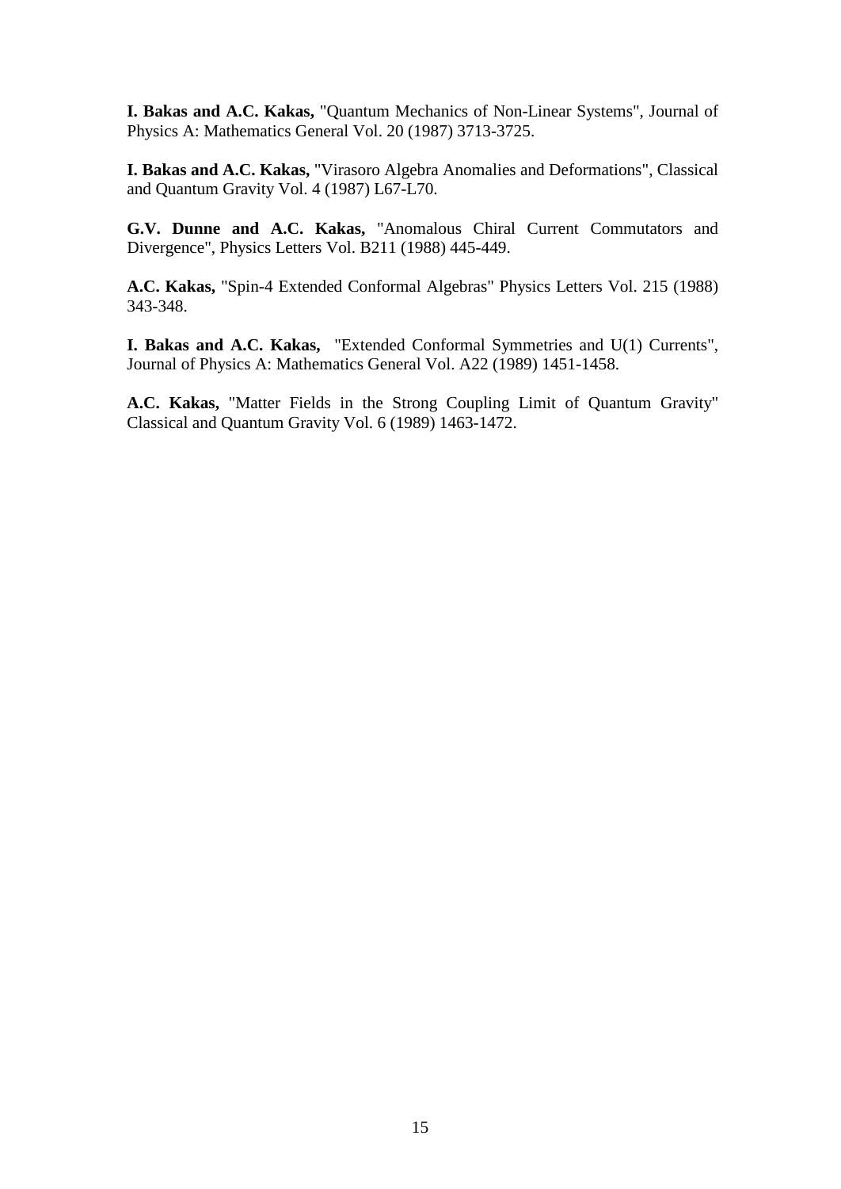**I. Bakas and A.C. Kakas,** "Quantum Mechanics of Non-Linear Systems", Journal of Physics A: Mathematics General Vol. 20 (1987) 3713-3725.

**I. Bakas and A.C. Kakas,** "Virasoro Algebra Anomalies and Deformations", Classical and Quantum Gravity Vol. 4 (1987) L67-L70.

**G.V. Dunne and A.C. Kakas,** "Anomalous Chiral Current Commutators and Divergence", Physics Letters Vol. B211 (1988) 445-449.

**A.C. Kakas,** "Spin-4 Extended Conformal Algebras" Physics Letters Vol. 215 (1988) 343-348.

**I. Bakas and A.C. Kakas,** "Extended Conformal Symmetries and U(1) Currents", Journal of Physics A: Mathematics General Vol. A22 (1989) 1451-1458.

**A.C. Kakas,** "Matter Fields in the Strong Coupling Limit of Quantum Gravity" Classical and Quantum Gravity Vol. 6 (1989) 1463-1472.